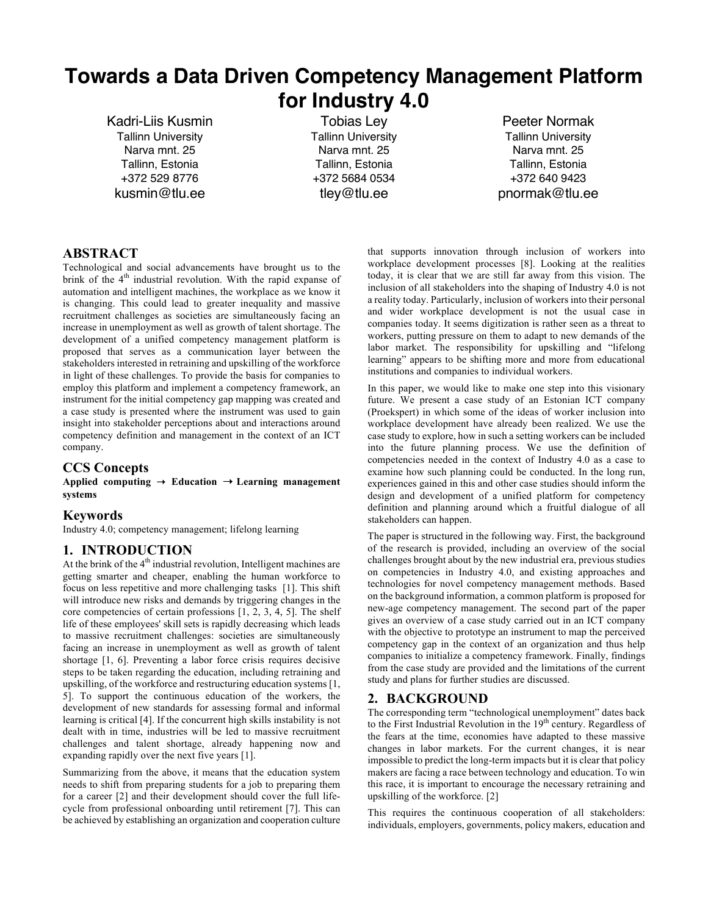# Towards a Data Driven Competency Management Platform for Industry 4.0

Kadri-Liis Kusmin
Tallinn University
Narva mnt. 25
Tallinn, Estonia
+372 529 8776
kusmin@tlu.ee

Tobias Ley
Tallinn University
Narva mnt. 25
Tallinn, Estonia
+372 5684 0534
tley@tlu.ee

Peeter Normak
Tallinn University
Narva mnt. 25
Tallinn, Estonia
+372 640 9423
pnormak@tlu.ee

## ABSTRACT

Technological and social advancements have brought us to the brink of the 4th industrial revolution. With the rapid expanse of automation and intelligent machines, the workplace as we know it is changing. This could lead to greater inequality and massive recruitment challenges as societies are simultaneously facing an increase in unemployment as well as growth of talent shortage. The development of a unified competency management platform is proposed that serves as a communication layer between the stakeholders interested in retraining and upskilling of the workforce in light of these challenges. To provide the basis for companies to employ this platform and implement a competency framework, an instrument for the initial competency gap mapping was created and a case study is presented where the instrument was used to gain insight into stakeholder perceptions about and interactions around competency definition and management in the context of an ICT company.

## CCS Concepts

**Applied computing → Education → Learning management systems**

## Keywords

Industry 4.0; competency management; lifelong learning

## 1. INTRODUCTION

At the brink of the 4th industrial revolution, Intelligent machines are getting smarter and cheaper, enabling the human workforce to focus on less repetitive and more challenging tasks [1]. This shift will introduce new risks and demands by triggering changes in the core competencies of certain professions [1, 2, 3, 4, 5]. The shelf life of these employees' skill sets is rapidly decreasing which leads to massive recruitment challenges: societies are simultaneously facing an increase in unemployment as well as growth of talent shortage [1, 6]. Preventing a labor force crisis requires decisive steps to be taken regarding the education, including retraining and upskilling, of the workforce and restructuring education systems [1, 5]. To support the continuous education of the workers, the development of new standards for assessing formal and informal learning is critical [4]. If the concurrent high skills instability is not dealt with in time, industries will be led to massive recruitment challenges and talent shortage, already happening now and expanding rapidly over the next five years [1].

Summarizing from the above, it means that the education system needs to shift from preparing students for a job to preparing them for a career [2] and their development should cover the full life-cycle from professional onboarding until retirement [7]. This can be achieved by establishing an organization and cooperation culture that supports innovation through inclusion of workers into workplace development processes [8]. Looking at the realities today, it is clear that we are still far away from this vision. The inclusion of all stakeholders into the shaping of Industry 4.0 is not a reality today. Particularly, inclusion of workers into their personal and wider workplace development is not the usual case in companies today. It seems digitization is rather seen as a threat to workers, putting pressure on them to adapt to new demands of the labor market. The responsibility for upskilling and "lifelong learning" appears to be shifting more and more from educational institutions and companies to individual workers.

In this paper, we would like to make one step into this visionary future. We present a case study of an Estonian ICT company (Proekspert) in which some of the ideas of worker inclusion into workplace development have already been realized. We use the case study to explore, how in such a setting workers can be included into the future planning process. We use the definition of competencies needed in the context of Industry 4.0 as a case to examine how such planning could be conducted. In the long run, experiences gained in this and other case studies should inform the design and development of a unified platform for competency definition and planning around which a fruitful dialogue of all stakeholders can happen.

The paper is structured in the following way. First, the background of the research is provided, including an overview of the social challenges brought about by the new industrial era, previous studies on competencies in Industry 4.0, and existing approaches and technologies for novel competency management methods. Based on the background information, a common platform is proposed for new-age competency management. The second part of the paper gives an overview of a case study carried out in an ICT company with the objective to prototype an instrument to map the perceived competency gap in the context of an organization and thus help companies to initialize a competency framework. Finally, findings from the case study are provided and the limitations of the current study and plans for further studies are discussed.

## 2. BACKGROUND

The corresponding term "technological unemployment" dates back to the First Industrial Revolution in the 19th century. Regardless of the fears at the time, economies have adapted to these massive changes in labor markets. For the current changes, it is near impossible to predict the long-term impacts but it is clear that policy makers are facing a race between technology and education. To win this race, it is important to encourage the necessary retraining and upskilling of the workforce. [2]

This requires the continuous cooperation of all stakeholders: individuals, employers, governments, policy makers, education and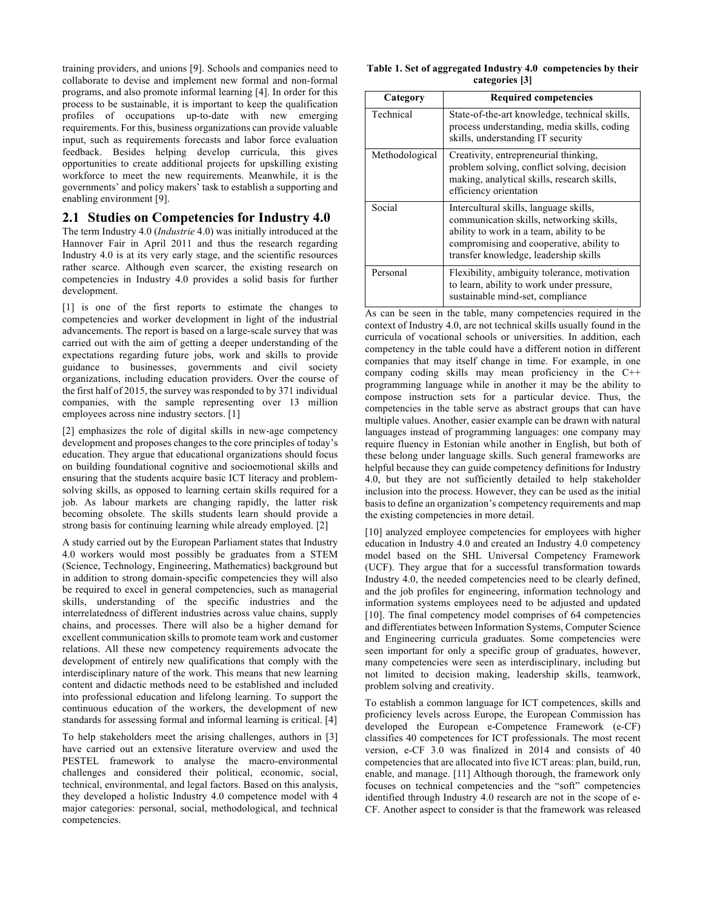training providers, and unions [9]. Schools and companies need to collaborate to devise and implement new formal and non-formal programs, and also promote informal learning [4]. In order for this process to be sustainable, it is important to keep the qualification profiles of occupations up-to-date with new emerging requirements. For this, business organizations can provide valuable input, such as requirements forecasts and labor force evaluation feedback. Besides helping develop curricula, this gives opportunities to create additional projects for upskilling existing workforce to meet the new requirements. Meanwhile, it is the governments' and policy makers' task to establish a supporting and enabling environment [9].

## 2.1 Studies on Competencies for Industry 4.0

The term Industry 4.0 (*Industrie* 4.0) was initially introduced at the Hannover Fair in April 2011 and thus the research regarding Industry 4.0 is at its very early stage, and the scientific resources rather scarce. Although even scarcer, the existing research on competencies in Industry 4.0 provides a solid basis for further development.

[1] is one of the first reports to estimate the changes to competencies and worker development in light of the industrial advancements. The report is based on a large-scale survey that was carried out with the aim of getting a deeper understanding of the expectations regarding future jobs, work and skills to provide guidance to businesses, governments and civil society organizations, including education providers. Over the course of the first half of 2015, the survey was responded to by 371 individual companies, with the sample representing over 13 million employees across nine industry sectors. [1]

[2] emphasizes the role of digital skills in new-age competency development and proposes changes to the core principles of today's education. They argue that educational organizations should focus on building foundational cognitive and socioemotional skills and ensuring that the students acquire basic ICT literacy and problem-solving skills, as opposed to learning certain skills required for a job. As labour markets are changing rapidly, the latter risk becoming obsolete. The skills students learn should provide a strong basis for continuing learning while already employed. [2]

A study carried out by the European Parliament states that Industry 4.0 workers would most possibly be graduates from a STEM (Science, Technology, Engineering, Mathematics) background but in addition to strong domain-specific competencies they will also be required to excel in general competencies, such as managerial skills, understanding of the specific industries and the interrelatedness of different industries across value chains, supply chains, and processes. There will also be a higher demand for excellent communication skills to promote team work and customer relations. All these new competency requirements advocate the development of entirely new qualifications that comply with the interdisciplinary nature of the work. This means that new learning content and didactic methods need to be established and included into professional education and lifelong learning. To support the continuous education of the workers, the development of new standards for assessing formal and informal learning is critical. [4]

To help stakeholders meet the arising challenges, authors in [3] have carried out an extensive literature overview and used the PESTEL framework to analyse the macro-environmental challenges and considered their political, economic, social, technical, environmental, and legal factors. Based on this analysis, they developed a holistic Industry 4.0 competence model with 4 major categories: personal, social, methodological, and technical competencies.

**Table 1. Set of aggregated Industry 4.0 competencies by their categories [3]**

| Category | Required competencies |
| --- | --- |
| Technical | State-of-the-art knowledge, technical skills, process understanding, media skills, coding skills, understanding IT security |
| Methodological | Creativity, entrepreneurial thinking, problem solving, conflict solving, decision making, analytical skills, research skills, efficiency orientation |
| Social | Intercultural skills, language skills, communication skills, networking skills, ability to work in a team, ability to be compromising and cooperative, ability to transfer knowledge, leadership skills |
| Personal | Flexibility, ambiguity tolerance, motivation to learn, ability to work under pressure, sustainable mind-set, compliance |

As can be seen in the table, many competencies required in the context of Industry 4.0, are not technical skills usually found in the curricula of vocational schools or universities. In addition, each competency in the table could have a different notion in different companies that may itself change in time. For example, in one company coding skills may mean proficiency in the C++ programming language while in another it may be the ability to compose instruction sets for a particular device. Thus, the competencies in the table serve as abstract groups that can have multiple values. Another, easier example can be drawn with natural languages instead of programming languages: one company may require fluency in Estonian while another in English, but both of these belong under language skills. Such general frameworks are helpful because they can guide competency definitions for Industry 4.0, but they are not sufficiently detailed to help stakeholder inclusion into the process. However, they can be used as the initial basis to define an organization's competency requirements and map the existing competencies in more detail.

[10] analyzed employee competencies for employees with higher education in Industry 4.0 and created an Industry 4.0 competency model based on the SHL Universal Competency Framework (UCF). They argue that for a successful transformation towards Industry 4.0, the needed competencies need to be clearly defined, and the job profiles for engineering, information technology and information systems employees need to be adjusted and updated [10]. The final competency model comprises of 64 competencies and differentiates between Information Systems, Computer Science and Engineering curricula graduates. Some competencies were seen important for only a specific group of graduates, however, many competencies were seen as interdisciplinary, including but not limited to decision making, leadership skills, teamwork, problem solving and creativity.

To establish a common language for ICT competences, skills and proficiency levels across Europe, the European Commission has developed the European e-Competence Framework (e-CF) classifies 40 competences for ICT professionals. The most recent version, e-CF 3.0 was finalized in 2014 and consists of 40 competencies that are allocated into five ICT areas: plan, build, run, enable, and manage. [11] Although thorough, the framework only focuses on technical competencies and the "soft" competencies identified through Industry 4.0 research are not in the scope of e-CF. Another aspect to consider is that the framework was released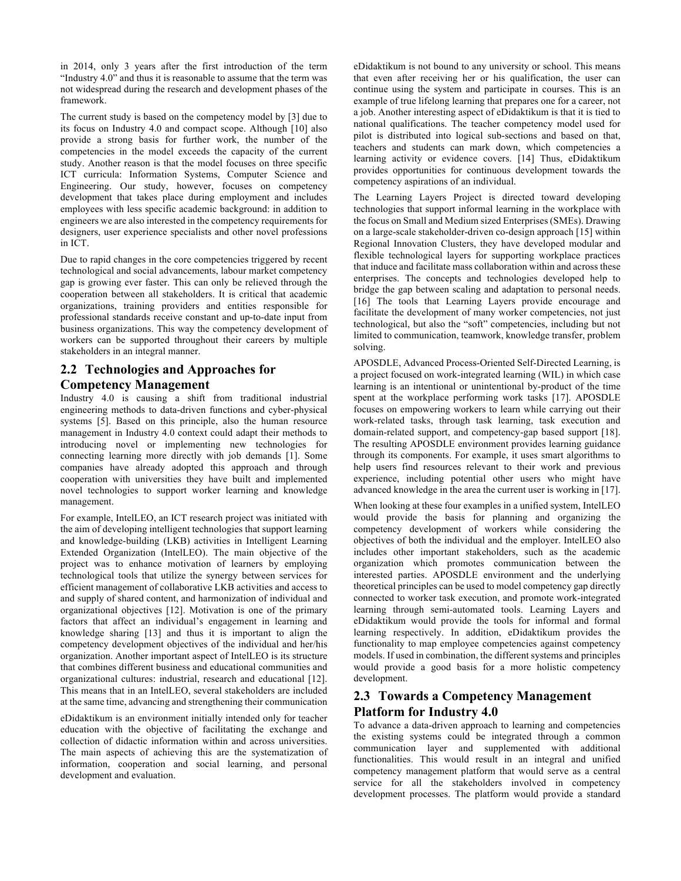in 2014, only 3 years after the first introduction of the term "Industry 4.0" and thus it is reasonable to assume that the term was not widespread during the research and development phases of the framework.

The current study is based on the competency model by [3] due to its focus on Industry 4.0 and compact scope. Although [10] also provide a strong basis for further work, the number of the competencies in the model exceeds the capacity of the current study. Another reason is that the model focuses on three specific ICT curricula: Information Systems, Computer Science and Engineering. Our study, however, focuses on competency development that takes place during employment and includes employees with less specific academic background: in addition to engineers we are also interested in the competency requirements for designers, user experience specialists and other novel professions in ICT.

Due to rapid changes in the core competencies triggered by recent technological and social advancements, labour market competency gap is growing ever faster. This can only be relieved through the cooperation between all stakeholders. It is critical that academic organizations, training providers and entities responsible for professional standards receive constant and up-to-date input from business organizations. This way the competency development of workers can be supported throughout their careers by multiple stakeholders in an integral manner.

## 2.2 Technologies and Approaches for Competency Management

Industry 4.0 is causing a shift from traditional industrial engineering methods to data-driven functions and cyber-physical systems [5]. Based on this principle, also the human resource management in Industry 4.0 context could adapt their methods to introducing novel or implementing new technologies for connecting learning more directly with job demands [1]. Some companies have already adopted this approach and through cooperation with universities they have built and implemented novel technologies to support worker learning and knowledge management.

For example, IntelLEO, an ICT research project was initiated with the aim of developing intelligent technologies that support learning and knowledge-building (LKB) activities in Intelligent Learning Extended Organization (IntelLEO). The main objective of the project was to enhance motivation of learners by employing technological tools that utilize the synergy between services for efficient management of collaborative LKB activities and access to and supply of shared content, and harmonization of individual and organizational objectives [12]. Motivation is one of the primary factors that affect an individual's engagement in learning and knowledge sharing [13] and thus it is important to align the competency development objectives of the individual and her/his organization. Another important aspect of IntelLEO is its structure that combines different business and educational communities and organizational cultures: industrial, research and educational [12]. This means that in an IntelLEO, several stakeholders are included at the same time, advancing and strengthening their communication

eDidaktikum is an environment initially intended only for teacher education with the objective of facilitating the exchange and collection of didactic information within and across universities. The main aspects of achieving this are the systematization of information, cooperation and social learning, and personal development and evaluation.

eDidaktikum is not bound to any university or school. This means that even after receiving her or his qualification, the user can continue using the system and participate in courses. This is an example of true lifelong learning that prepares one for a career, not a job. Another interesting aspect of eDidaktikum is that it is tied to national qualifications. The teacher competency model used for pilot is distributed into logical sub-sections and based on that, teachers and students can mark down, which competencies a learning activity or evidence covers. [14] Thus, eDidaktikum provides opportunities for continuous development towards the competency aspirations of an individual.

The Learning Layers Project is directed toward developing technologies that support informal learning in the workplace with the focus on Small and Medium sized Enterprises (SMEs). Drawing on a large-scale stakeholder-driven co-design approach [15] within Regional Innovation Clusters, they have developed modular and flexible technological layers for supporting workplace practices that induce and facilitate mass collaboration within and across these enterprises. The concepts and technologies developed help to bridge the gap between scaling and adaptation to personal needs. [16] The tools that Learning Layers provide encourage and facilitate the development of many worker competencies, not just technological, but also the "soft" competencies, including but not limited to communication, teamwork, knowledge transfer, problem solving.

APOSDLE, Advanced Process-Oriented Self-Directed Learning, is a project focused on work-integrated learning (WIL) in which case learning is an intentional or unintentional by-product of the time spent at the workplace performing work tasks [17]. APOSDLE focuses on empowering workers to learn while carrying out their work-related tasks, through task learning, task execution and domain-related support, and competency-gap based support [18]. The resulting APOSDLE environment provides learning guidance through its components. For example, it uses smart algorithms to help users find resources relevant to their work and previous experience, including potential other users who might have advanced knowledge in the area the current user is working in [17].

When looking at these four examples in a unified system, IntelLEO would provide the basis for planning and organizing the competency development of workers while considering the objectives of both the individual and the employer. IntelLEO also includes other important stakeholders, such as the academic organization which promotes communication between the interested parties. APOSDLE environment and the underlying theoretical principles can be used to model competency gap directly connected to worker task execution, and promote work-integrated learning through semi-automated tools. Learning Layers and eDidaktikum would provide the tools for informal and formal learning respectively. In addition, eDidaktikum provides the functionality to map employee competencies against competency models. If used in combination, the different systems and principles would provide a good basis for a more holistic competency development.

## 2.3 Towards a Competency Management Platform for Industry 4.0

To advance a data-driven approach to learning and competencies the existing systems could be integrated through a common communication layer and supplemented with additional functionalities. This would result in an integral and unified competency management platform that would serve as a central service for all the stakeholders involved in competency development processes. The platform would provide a standard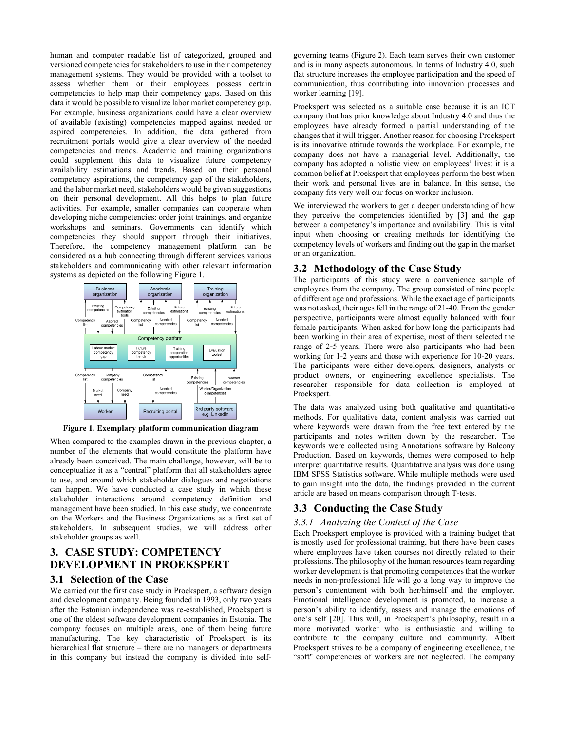human and computer readable list of categorized, grouped and versioned competencies for stakeholders to use in their competency management systems. They would be provided with a toolset to assess whether them or their employees possess certain competencies to help map their competency gaps. Based on this data it would be possible to visualize labor market competency gap. For example, business organizations could have a clear overview of available (existing) competencies mapped against needed or aspired competencies. In addition, the data gathered from recruitment portals would give a clear overview of the needed competencies and trends. Academic and training organizations could supplement this data to visualize future competency availability estimations and trends. Based on their personal competency aspirations, the competency gap of the stakeholders, and the labor market need, stakeholders would be given suggestions on their personal development. All this helps to plan future activities. For example, smaller companies can cooperate when developing niche competencies: order joint trainings, and organize workshops and seminars. Governments can identify which competencies they should support through their initiatives. Therefore, the competency management platform can be considered as a hub connecting through different services various stakeholders and communicating with other relevant information systems as depicted on the following Figure 1.

**Figure 1. Exemplary platform communication diagram**

When compared to the examples drawn in the previous chapter, a number of the elements that would constitute the platform have already been conceived. The main challenge, however, will be to conceptualize it as a "central" platform that all stakeholders agree to use, and around which stakeholder dialogues and negotiations can happen. We have conducted a case study in which these stakeholder interactions around competency definition and management have been studied. In this case study, we concentrate on the Workers and the Business Organizations as a first set of stakeholders. In subsequent studies, we will address other stakeholder groups as well.

# 3. CASE STUDY: COMPETENCY DEVELOPMENT IN PROEKSPERT

## 3.1 Selection of the Case

We carried out the first case study in Proekspert, a software design and development company. Being founded in 1993, only two years after the Estonian independence was re-established, Proekspert is one of the oldest software development companies in Estonia. The company focuses on multiple areas, one of them being future manufacturing. The key characteristic of Proekspert is its hierarchical flat structure – there are no managers or departments in this company but instead the company is divided into self-governing teams (Figure 2). Each team serves their own customer and is in many aspects autonomous. In terms of Industry 4.0, such flat structure increases the employee participation and the speed of communication, thus contributing into innovation processes and worker learning [19].

Proekspert was selected as a suitable case because it is an ICT company that has prior knowledge about Industry 4.0 and thus the employees have already formed a partial understanding of the changes that it will trigger. Another reason for choosing Proekspert is its innovative attitude towards the workplace. For example, the company does not have a managerial level. Additionally, the company has adopted a holistic view on employees' lives: it is a common belief at Proekspert that employees perform the best when their work and personal lives are in balance. In this sense, the company fits very well our focus on worker inclusion.

We interviewed the workers to get a deeper understanding of how they perceive the competencies identified by [3] and the gap between a competency's importance and availability. This is vital input when choosing or creating methods for identifying the competency levels of workers and finding out the gap in the market or an organization.

## 3.2 Methodology of the Case Study

The participants of this study were a convenience sample of employees from the company. The group consisted of nine people of different age and professions. While the exact age of participants was not asked, their ages fell in the range of 21-40. From the gender perspective, participants were almost equally balanced with four female participants. When asked for how long the participants had been working in their area of expertise, most of them selected the range of 2-5 years. There were also participants who had been working for 1-2 years and those with experience for 10-20 years. The participants were either developers, designers, analysts or product owners, or engineering excellence specialists. The researcher responsible for data collection is employed at Proekspert.

The data was analyzed using both qualitative and quantitative methods. For qualitative data, content analysis was carried out where keywords were drawn from the free text entered by the participants and notes written down by the researcher. The keywords were collected using Annotations software by Balcony Production. Based on keywords, themes were composed to help interpret quantitative results. Quantitative analysis was done using IBM SPSS Statistics software. While multiple methods were used to gain insight into the data, the findings provided in the current article are based on means comparison through T-tests.

## 3.3 Conducting the Case Study

### *3.3.1 Analyzing the Context of the Case*

Each Proekspert employee is provided with a training budget that is mostly used for professional training, but there have been cases where employees have taken courses not directly related to their professions. The philosophy of the human resources team regarding worker development is that promoting competences that the worker needs in non-professional life will go a long way to improve the person's contentment with both her/himself and the employer. Emotional intelligence development is promoted, to increase a person's ability to identify, assess and manage the emotions of one's self [20]. This will, in Proekspert's philosophy, result in a more motivated worker who is enthusiastic and willing to contribute to the company culture and community. Albeit Proekspert strives to be a company of engineering excellence, the "soft" competencies of workers are not neglected. The company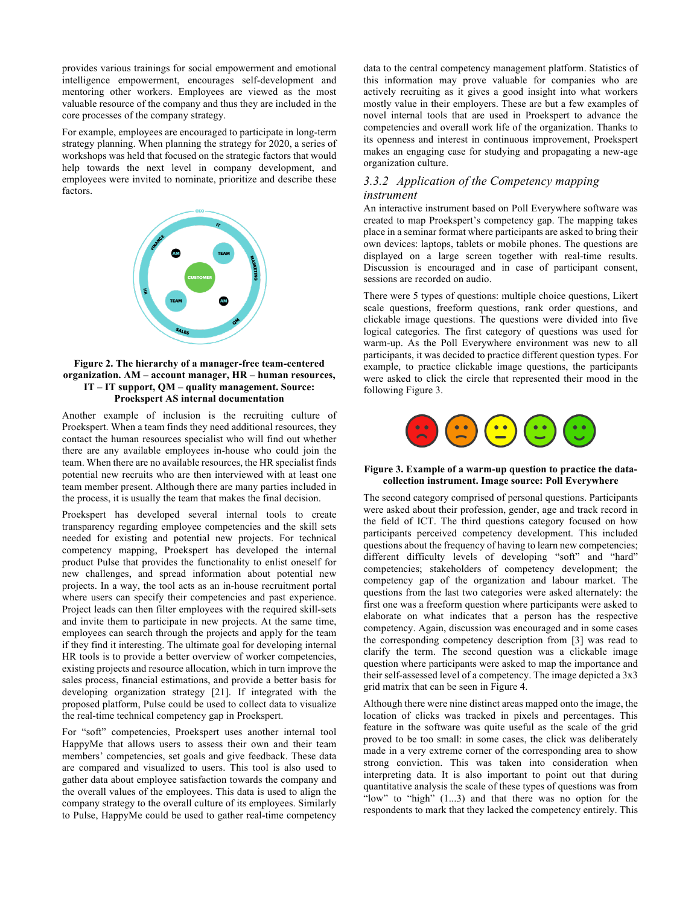provides various trainings for social empowerment and emotional intelligence empowerment, encourages self-development and mentoring other workers. Employees are viewed as the most valuable resource of the company and thus they are included in the core processes of the company strategy.

For example, employees are encouraged to participate in long-term strategy planning. When planning the strategy for 2020, a series of workshops was held that focused on the strategic factors that would help towards the next level in company development, and employees were invited to nominate, prioritize and describe these factors.

**Figure 2. The hierarchy of a manager-free team-centered organization. AM – account manager, HR – human resources, IT – IT support, QM – quality management. Source: Proekspert AS internal documentation**

Another example of inclusion is the recruiting culture of Proekspert. When a team finds they need additional resources, they contact the human resources specialist who will find out whether there are any available employees in-house who could join the team. When there are no available resources, the HR specialist finds potential new recruits who are then interviewed with at least one team member present. Although there are many parties included in the process, it is usually the team that makes the final decision.

Proekspert has developed several internal tools to create transparency regarding employee competencies and the skill sets needed for existing and potential new projects. For technical competency mapping, Proekspert has developed the internal product Pulse that provides the functionality to enlist oneself for new challenges, and spread information about potential new projects. In a way, the tool acts as an in-house recruitment portal where users can specify their competencies and past experience. Project leads can then filter employees with the required skill-sets and invite them to participate in new projects. At the same time, employees can search through the projects and apply for the team if they find it interesting. The ultimate goal for developing internal HR tools is to provide a better overview of worker competencies, existing projects and resource allocation, which in turn improve the sales process, financial estimations, and provide a better basis for developing organization strategy [21]. If integrated with the proposed platform, Pulse could be used to collect data to visualize the real-time technical competency gap in Proekspert.

For "soft" competencies, Proekspert uses another internal tool HappyMe that allows users to assess their own and their team members' competencies, set goals and give feedback. These data are compared and visualized to users. This tool is also used to gather data about employee satisfaction towards the company and the overall values of the employees. This data is used to align the company strategy to the overall culture of its employees. Similarly to Pulse, HappyMe could be used to gather real-time competency data to the central competency management platform. Statistics of this information may prove valuable for companies who are actively recruiting as it gives a good insight into what workers mostly value in their employers. These are but a few examples of novel internal tools that are used in Proekspert to advance the competencies and overall work life of the organization. Thanks to its openness and interest in continuous improvement, Proekspert makes an engaging case for studying and propagating a new-age organization culture.

### *3.3.2 Application of the Competency mapping instrument*

An interactive instrument based on Poll Everywhere software was created to map Proekspert's competency gap. The mapping takes place in a seminar format where participants are asked to bring their own devices: laptops, tablets or mobile phones. The questions are displayed on a large screen together with real-time results. Discussion is encouraged and in case of participant consent, sessions are recorded on audio.

There were 5 types of questions: multiple choice questions, Likert scale questions, freeform questions, rank order questions, and clickable image questions. The questions were divided into five logical categories. The first category of questions was used for warm-up. As the Poll Everywhere environment was new to all participants, it was decided to practice different question types. For example, to practice clickable image questions, the participants were asked to click the circle that represented their mood in the following Figure 3.

**Figure 3. Example of a warm-up question to practice the data-collection instrument. Image source: Poll Everywhere**

The second category comprised of personal questions. Participants were asked about their profession, gender, age and track record in the field of ICT. The third questions category focused on how participants perceived competency development. This included questions about the frequency of having to learn new competencies; different difficulty levels of developing "soft" and "hard" competencies; stakeholders of competency development; the competency gap of the organization and labour market. The questions from the last two categories were asked alternately: the first one was a freeform question where participants were asked to elaborate on what indicates that a person has the respective competency. Again, discussion was encouraged and in some cases the corresponding competency description from [3] was read to clarify the term. The second question was a clickable image question where participants were asked to map the importance and their self-assessed level of a competency. The image depicted a 3x3 grid matrix that can be seen in Figure 4.

Although there were nine distinct areas mapped onto the image, the location of clicks was tracked in pixels and percentages. This feature in the software was quite useful as the scale of the grid proved to be too small: in some cases, the click was deliberately made in a very extreme corner of the corresponding area to show strong conviction. This was taken into consideration when interpreting data. It is also important to point out that during quantitative analysis the scale of these types of questions was from "low" to "high" (1...3) and that there was no option for the respondents to mark that they lacked the competency entirely. This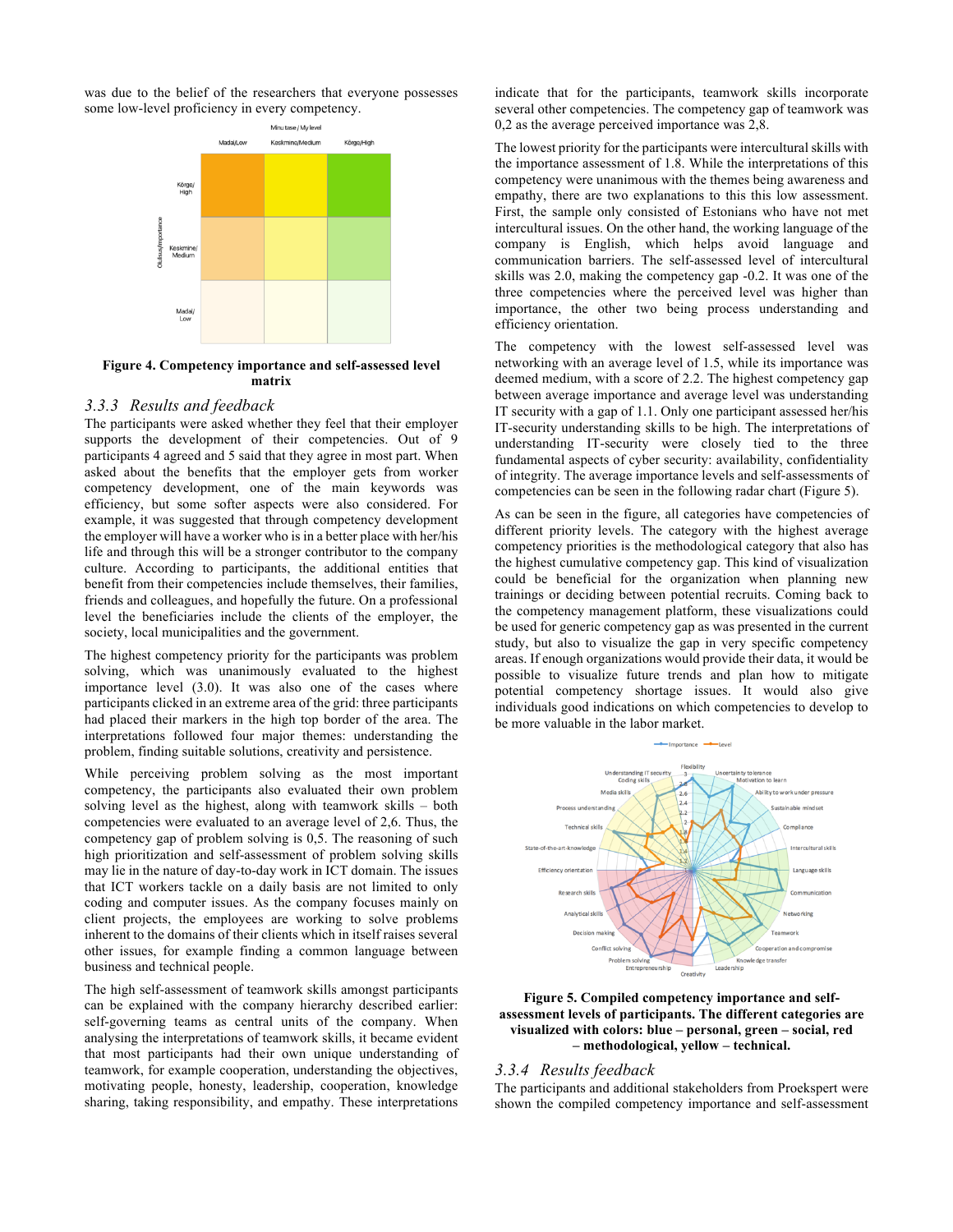was due to the belief of the researchers that everyone possesses some low-level proficiency in every competency.

**Figure 4. Competency importance and self-assessed level matrix**

### 3.3.3 Results and feedback

The participants were asked whether they feel that their employer supports the development of their competencies. Out of 9 participants 4 agreed and 5 said that they agree in most part. When asked about the benefits that the employer gets from worker competency development, one of the main keywords was efficiency, but some softer aspects were also considered. For example, it was suggested that through competency development the employer will have a worker who is in a better place with her/his life and through this will be a stronger contributor to the company culture. According to participants, the additional entities that benefit from their competencies include themselves, their families, friends and colleagues, and hopefully the future. On a professional level the beneficiaries include the clients of the employer, the society, local municipalities and the government.

The highest competency priority for the participants was problem solving, which was unanimously evaluated to the highest importance level (3.0). It was also one of the cases where participants clicked in an extreme area of the grid: three participants had placed their markers in the high top border of the area. The interpretations followed four major themes: understanding the problem, finding suitable solutions, creativity and persistence.

While perceiving problem solving as the most important competency, the participants also evaluated their own problem solving level as the highest, along with teamwork skills – both competencies were evaluated to an average level of 2,6. Thus, the competency gap of problem solving is 0,5. The reasoning of such high prioritization and self-assessment of problem solving skills may lie in the nature of day-to-day work in ICT domain. The issues that ICT workers tackle on a daily basis are not limited to only coding and computer issues. As the company focuses mainly on client projects, the employees are working to solve problems inherent to the domains of their clients which in itself raises several other issues, for example finding a common language between business and technical people.

The high self-assessment of teamwork skills amongst participants can be explained with the company hierarchy described earlier: self-governing teams as central units of the company. When analysing the interpretations of teamwork skills, it became evident that most participants had their own unique understanding of teamwork, for example cooperation, understanding the objectives, motivating people, honesty, leadership, cooperation, knowledge sharing, taking responsibility, and empathy. These interpretations indicate that for the participants, teamwork skills incorporate several other competencies. The competency gap of teamwork was 0,2 as the average perceived importance was 2,8.

The lowest priority for the participants were intercultural skills with the importance assessment of 1.8. While the interpretations of this competency were unanimous with the themes being awareness and empathy, there are two explanations to this this low assessment. First, the sample only consisted of Estonians who have not met intercultural issues. On the other hand, the working language of the company is English, which helps avoid language and communication barriers. The self-assessed level of intercultural skills was 2.0, making the competency gap -0.2. It was one of the three competencies where the perceived level was higher than importance, the other two being process understanding and efficiency orientation.

The competency with the lowest self-assessed level was networking with an average level of 1.5, while its importance was deemed medium, with a score of 2.2. The highest competency gap between average importance and average level was understanding IT security with a gap of 1.1. Only one participant assessed her/his IT-security understanding skills to be high. The interpretations of understanding IT-security were closely tied to the three fundamental aspects of cyber security: availability, confidentiality of integrity. The average importance levels and self-assessments of competencies can be seen in the following radar chart (Figure 5).

As can be seen in the figure, all categories have competencies of different priority levels. The category with the highest average competency priorities is the methodological category that also has the highest cumulative competency gap. This kind of visualization could be beneficial for the organization when planning new trainings or deciding between potential recruits. Coming back to the competency management platform, these visualizations could be used for generic competency gap as was presented in the current study, but also to visualize the gap in very specific competency areas. If enough organizations would provide their data, it would be possible to visualize future trends and plan how to mitigate potential competency shortage issues. It would also give individuals good indications on which competencies to develop to be more valuable in the labor market.

**Figure 5. Compiled competency importance and self-assessment levels of participants. The different categories are visualized with colors: blue – personal, green – social, red – methodological, yellow – technical.**

### 3.3.4 Results feedback

The participants and additional stakeholders from Proekspert were shown the compiled competency importance and self-assessment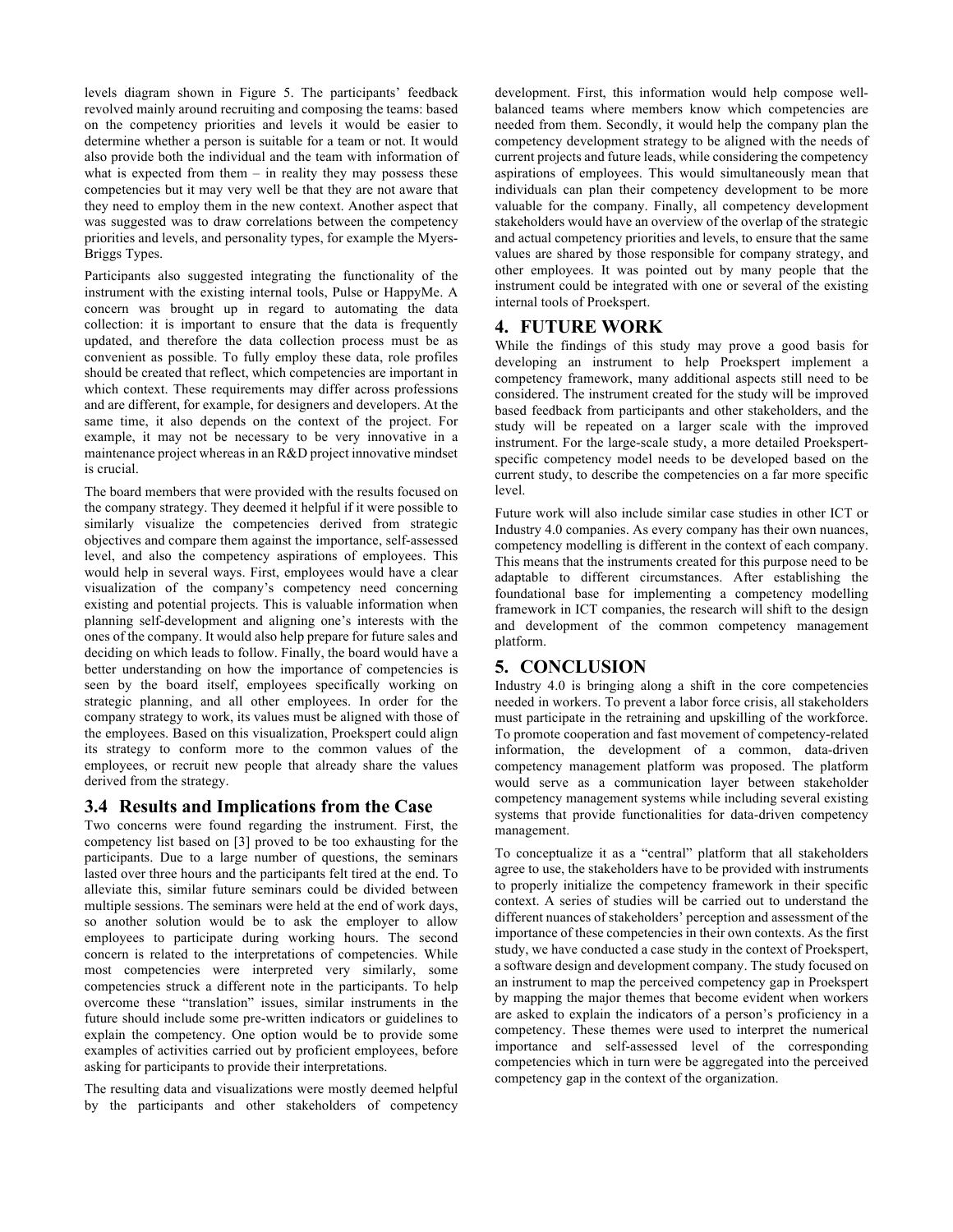levels diagram shown in Figure 5. The participants' feedback revolved mainly around recruiting and composing the teams: based on the competency priorities and levels it would be easier to determine whether a person is suitable for a team or not. It would also provide both the individual and the team with information of what is expected from them – in reality they may possess these competencies but it may very well be that they are not aware that they need to employ them in the new context. Another aspect that was suggested was to draw correlations between the competency priorities and levels, and personality types, for example the Myers-Briggs Types.

Participants also suggested integrating the functionality of the instrument with the existing internal tools, Pulse or HappyMe. A concern was brought up in regard to automating the data collection: it is important to ensure that the data is frequently updated, and therefore the data collection process must be as convenient as possible. To fully employ these data, role profiles should be created that reflect, which competencies are important in which context. These requirements may differ across professions and are different, for example, for designers and developers. At the same time, it also depends on the context of the project. For example, it may not be necessary to be very innovative in a maintenance project whereas in an R&D project innovative mindset is crucial.

The board members that were provided with the results focused on the company strategy. They deemed it helpful if it were possible to similarly visualize the competencies derived from strategic objectives and compare them against the importance, self-assessed level, and also the competency aspirations of employees. This would help in several ways. First, employees would have a clear visualization of the company's competency need concerning existing and potential projects. This is valuable information when planning self-development and aligning one's interests with the ones of the company. It would also help prepare for future sales and deciding on which leads to follow. Finally, the board would have a better understanding on how the importance of competencies is seen by the board itself, employees specifically working on strategic planning, and all other employees. In order for the company strategy to work, its values must be aligned with those of the employees. Based on this visualization, Proekspert could align its strategy to conform more to the common values of the employees, or recruit new people that already share the values derived from the strategy.

### 3.4 Results and Implications from the Case

Two concerns were found regarding the instrument. First, the competency list based on [3] proved to be too exhausting for the participants. Due to a large number of questions, the seminars lasted over three hours and the participants felt tired at the end. To alleviate this, similar future seminars could be divided between multiple sessions. The seminars were held at the end of work days, so another solution would be to ask the employer to allow employees to participate during working hours. The second concern is related to the interpretations of competencies. While most competencies were interpreted very similarly, some competencies struck a different note in the participants. To help overcome these "translation" issues, similar instruments in the future should include some pre-written indicators or guidelines to explain the competency. One option would be to provide some examples of activities carried out by proficient employees, before asking for participants to provide their interpretations.

The resulting data and visualizations were mostly deemed helpful by the participants and other stakeholders of competency development. First, this information would help compose well-balanced teams where members know which competencies are needed from them. Secondly, it would help the company plan the competency development strategy to be aligned with the needs of current projects and future leads, while considering the competency aspirations of employees. This would simultaneously mean that individuals can plan their competency development to be more valuable for the company. Finally, all competency development stakeholders would have an overview of the overlap of the strategic and actual competency priorities and levels, to ensure that the same values are shared by those responsible for company strategy, and other employees. It was pointed out by many people that the instrument could be integrated with one or several of the existing internal tools of Proekspert.

## 4. FUTURE WORK

While the findings of this study may prove a good basis for developing an instrument to help Proekspert implement a competency framework, many additional aspects still need to be considered. The instrument created for the study will be improved based feedback from participants and other stakeholders, and the study will be repeated on a larger scale with the improved instrument. For the large-scale study, a more detailed Proekspert-specific competency model needs to be developed based on the current study, to describe the competencies on a far more specific level.

Future work will also include similar case studies in other ICT or Industry 4.0 companies. As every company has their own nuances, competency modelling is different in the context of each company. This means that the instruments created for this purpose need to be adaptable to different circumstances. After establishing the foundational base for implementing a competency modelling framework in ICT companies, the research will shift to the design and development of the common competency management platform.

## 5. CONCLUSION

Industry 4.0 is bringing along a shift in the core competencies needed in workers. To prevent a labor force crisis, all stakeholders must participate in the retraining and upskilling of the workforce. To promote cooperation and fast movement of competency-related information, the development of a common, data-driven competency management platform was proposed. The platform would serve as a communication layer between stakeholder competency management systems while including several existing systems that provide functionalities for data-driven competency management.

To conceptualize it as a "central" platform that all stakeholders agree to use, the stakeholders have to be provided with instruments to properly initialize the competency framework in their specific context. A series of studies will be carried out to understand the different nuances of stakeholders' perception and assessment of the importance of these competencies in their own contexts. As the first study, we have conducted a case study in the context of Proekspert, a software design and development company. The study focused on an instrument to map the perceived competency gap in Proekspert by mapping the major themes that become evident when workers are asked to explain the indicators of a person's proficiency in a competency. These themes were used to interpret the numerical importance and self-assessed level of the corresponding competencies which in turn were be aggregated into the perceived competency gap in the context of the organization.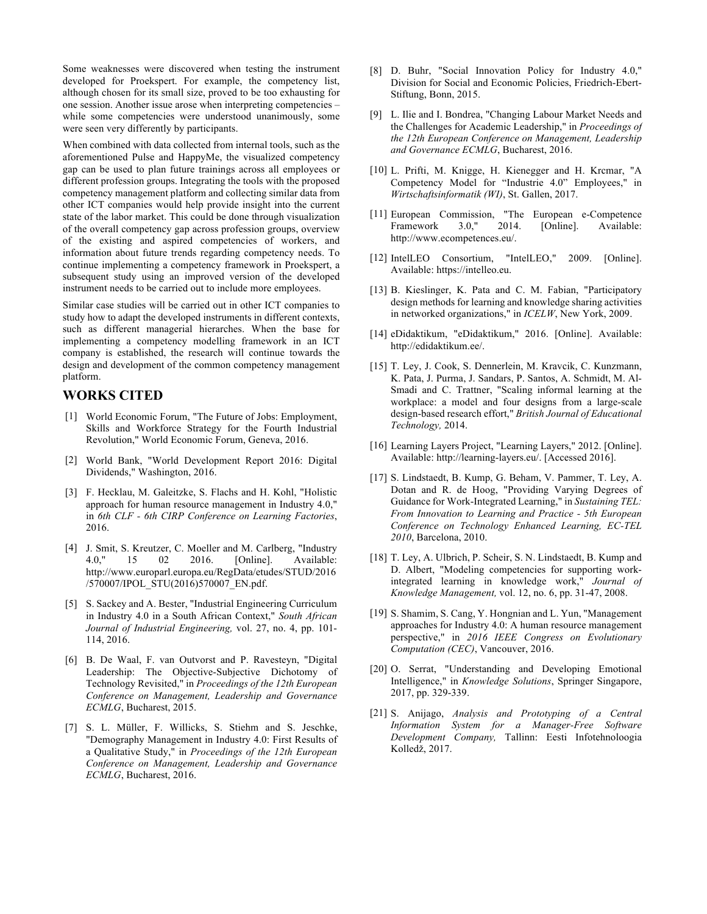Some weaknesses were discovered when testing the instrument developed for Proekspert. For example, the competency list, although chosen for its small size, proved to be too exhausting for one session. Another issue arose when interpreting competencies – while some competencies were understood unanimously, some were seen very differently by participants.

When combined with data collected from internal tools, such as the aforementioned Pulse and HappyMe, the visualized competency gap can be used to plan future trainings across all employees or different profession groups. Integrating the tools with the proposed competency management platform and collecting similar data from other ICT companies would help provide insight into the current state of the labor market. This could be done through visualization of the overall competency gap across profession groups, overview of the existing and aspired competencies of workers, and information about future trends regarding competency needs. To continue implementing a competency framework in Proekspert, a subsequent study using an improved version of the developed instrument needs to be carried out to include more employees.

Similar case studies will be carried out in other ICT companies to study how to adapt the developed instruments in different contexts, such as different managerial hierarchies. When the base for implementing a competency modelling framework in an ICT company is established, the research will continue towards the design and development of the common competency management platform.

## WORKS CITED

[1] World Economic Forum, "The Future of Jobs: Employment, Skills and Workforce Strategy for the Fourth Industrial Revolution," World Economic Forum, Geneva, 2016.

[2] World Bank, "World Development Report 2016: Digital Dividends," Washington, 2016.

[3] F. Hecklau, M. Galeitzke, S. Flachs and H. Kohl, "Holistic approach for human resource management in Industry 4.0," in *6th CLF - 6th CIRP Conference on Learning Factories*, 2016.

[4] J. Smit, S. Kreutzer, C. Moeller and M. Carlberg, "Industry 4.0," 15 02 2016. [Online]. Available: http://www.europarl.europa.eu/RegData/etudes/STUD/2016/570007/IPOL_STU(2016)570007_EN.pdf.

[5] S. Sackey and A. Bester, "Industrial Engineering Curriculum in Industry 4.0 in a South African Context," *South African Journal of Industrial Engineering,* vol. 27, no. 4, pp. 101-114, 2016.

[6] B. De Waal, F. van Outvorst and P. Ravesteyn, "Digital Leadership: The Objective-Subjective Dichotomy of Technology Revisited," in *Proceedings of the 12th European Conference on Management, Leadership and Governance ECMLG*, Bucharest, 2015.

[7] S. L. Müller, F. Willicks, S. Stiehm and S. Jeschke, "Demography Management in Industry 4.0: First Results of a Qualitative Study," in *Proceedings of the 12th European Conference on Management, Leadership and Governance ECMLG*, Bucharest, 2016.

[8] D. Buhr, "Social Innovation Policy for Industry 4.0," Division for Social and Economic Policies, Friedrich-Ebert-Stiftung, Bonn, 2015.

[9] L. Ilie and I. Bondrea, "Changing Labour Market Needs and the Challenges for Academic Leadership," in *Proceedings of the 12th European Conference on Management, Leadership and Governance ECMLG*, Bucharest, 2016.

[10] L. Prifti, M. Knigge, H. Kienegger and H. Krcmar, "A Competency Model for "Industrie 4.0" Employees," in *Wirtschaftsinformatik (WI)*, St. Gallen, 2017.

[11] European Commission, "The European e-Competence Framework 3.0," 2014. [Online]. Available: http://www.ecompetences.eu/.

[12] IntelLEO Consortium, "IntelLEO," 2009. [Online]. Available: https://intelleo.eu.

[13] B. Kieslinger, K. Pata and C. M. Fabian, "Participatory design methods for learning and knowledge sharing activities in networked organizations," in *ICELW*, New York, 2009.

[14] eDidaktikum, "eDidaktikum," 2016. [Online]. Available: http://edidaktikum.ee/.

[15] T. Ley, J. Cook, S. Dennerlein, M. Kravcik, C. Kunzmann, K. Pata, J. Purma, J. Sandars, P. Santos, A. Schmidt, M. Al-Smadi and C. Trattner, "Scaling informal learning at the workplace: a model and four designs from a large-scale design-based research effort," *British Journal of Educational Technology,* 2014.

[16] Learning Layers Project, "Learning Layers," 2012. [Online]. Available: http://learning-layers.eu/. [Accessed 2016].

[17] S. Lindstaedt, B. Kump, G. Beham, V. Pammer, T. Ley, A. Dotan and R. de Hoog, "Providing Varying Degrees of Guidance for Work-Integrated Learning," in *Sustaining TEL: From Innovation to Learning and Practice - 5th European Conference on Technology Enhanced Learning, EC-TEL 2010*, Barcelona, 2010.

[18] T. Ley, A. Ulbrich, P. Scheir, S. N. Lindstaedt, B. Kump and D. Albert, "Modeling competencies for supporting work-integrated learning in knowledge work," *Journal of Knowledge Management,* vol. 12, no. 6, pp. 31-47, 2008.

[19] S. Shamim, S. Cang, Y. Hongnian and L. Yun, "Management approaches for Industry 4.0: A human resource management perspective," in *2016 IEEE Congress on Evolutionary Computation (CEC)*, Vancouver, 2016.

[20] O. Serrat, "Understanding and Developing Emotional Intelligence," in *Knowledge Solutions*, Springer Singapore, 2017, pp. 329-339.

[21] S. Anijago, *Analysis and Prototyping of a Central Information System for a Manager-Free Software Development Company,* Tallinn: Eesti Infotehnoloogia Kolledž, 2017.